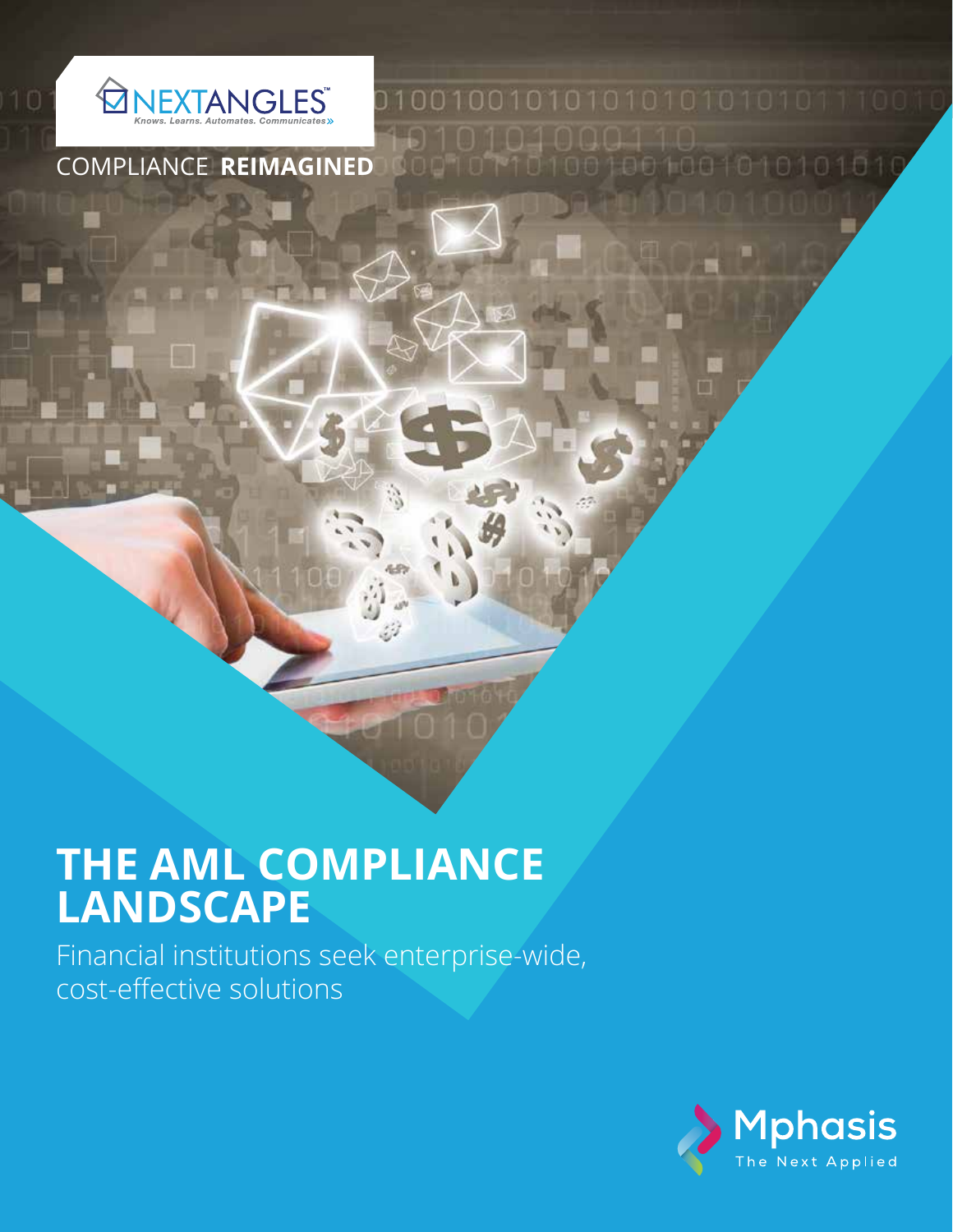NEXTANGLES™

Knows. Learns. Automates. Communicates»

COMPLIANCE **REIMAGINED**

# THE AML COMPLIANCE LANDSCAPE

Financial institutions seek enterprise-wide, cost-effective solutions

Mphasis

The Next Applied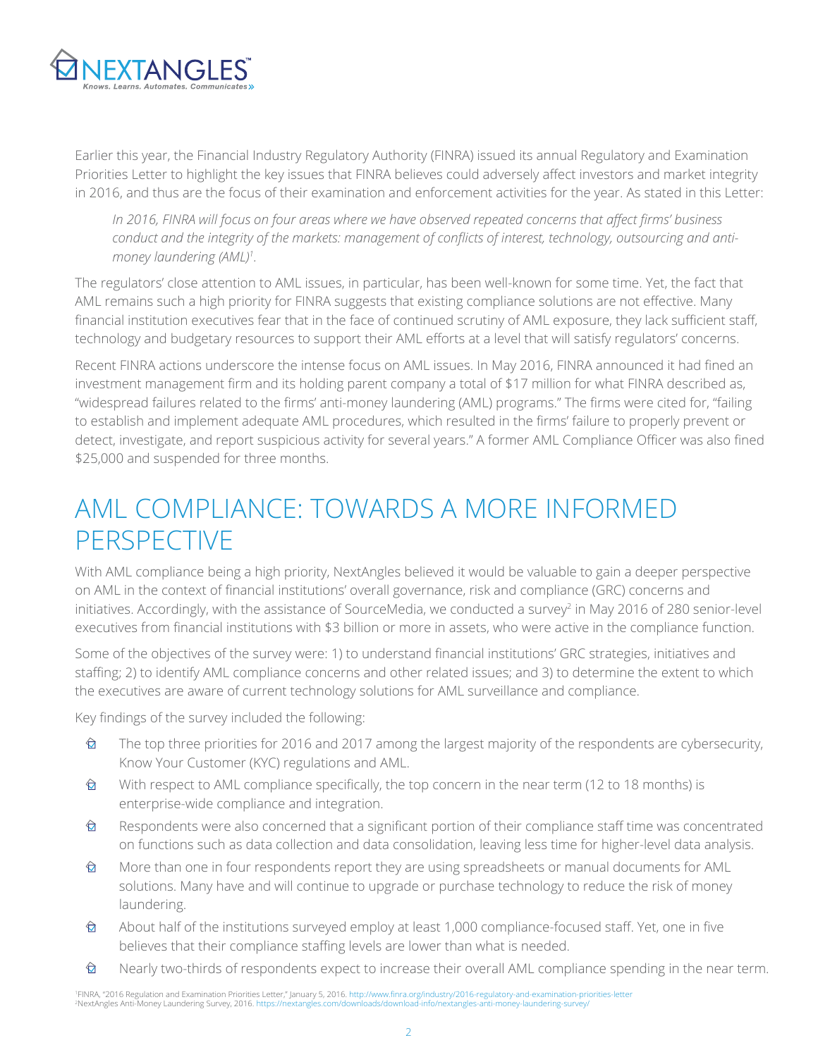Earlier this year, the Financial Industry Regulatory Authority (FINRA) issued its annual Regulatory and Examination Priorities Letter to highlight the key issues that FINRA believes could adversely affect investors and market integrity in 2016, and thus are the focus of their examination and enforcement activities for the year. As stated in this Letter:

> *In 2016, FINRA will focus on four areas where we have observed repeated concerns that affect firms' business conduct and the integrity of the markets: management of conflicts of interest, technology, outsourcing and anti-money laundering (AML)*[1].

The regulators' close attention to AML issues, in particular, has been well-known for some time. Yet, the fact that AML remains such a high priority for FINRA suggests that existing compliance solutions are not effective. Many financial institution executives fear that in the face of continued scrutiny of AML exposure, they lack sufficient staff, technology and budgetary resources to support their AML efforts at a level that will satisfy regulators' concerns.

Recent FINRA actions underscore the intense focus on AML issues. In May 2016, FINRA announced it had fined an investment management firm and its holding parent company a total of $17 million for what FINRA described as, "widespread failures related to the firms' anti-money laundering (AML) programs." The firms were cited for, "failing to establish and implement adequate AML procedures, which resulted in the firms' failure to properly prevent or detect, investigate, and report suspicious activity for several years." A former AML Compliance Officer was also fined $25,000 and suspended for three months.

## AML COMPLIANCE: TOWARDS A MORE INFORMED PERSPECTIVE

With AML compliance being a high priority, NextAngles believed it would be valuable to gain a deeper perspective on AML in the context of financial institutions' overall governance, risk and compliance (GRC) concerns and initiatives. Accordingly, with the assistance of SourceMedia, we conducted a survey[2] in May 2016 of 280 senior-level executives from financial institutions with $3 billion or more in assets, who were active in the compliance function.

Some of the objectives of the survey were: 1) to understand financial institutions' GRC strategies, initiatives and staffing; 2) to identify AML compliance concerns and other related issues; and 3) to determine the extent to which the executives are aware of current technology solutions for AML surveillance and compliance.

Key findings of the survey included the following:

- The top three priorities for 2016 and 2017 among the largest majority of the respondents are cybersecurity, Know Your Customer (KYC) regulations and AML.
- With respect to AML compliance specifically, the top concern in the near term (12 to 18 months) is enterprise-wide compliance and integration.
- Respondents were also concerned that a significant portion of their compliance staff time was concentrated on functions such as data collection and data consolidation, leaving less time for higher-level data analysis.
- More than one in four respondents report they are using spreadsheets or manual documents for AML solutions. Many have and will continue to upgrade or purchase technology to reduce the risk of money laundering.
- About half of the institutions surveyed employ at least 1,000 compliance-focused staff. Yet, one in five believes that their compliance staffing levels are lower than what is needed.
- Nearly two-thirds of respondents expect to increase their overall AML compliance spending in the near term.

[1]FINRA, "2016 Regulation and Examination Priorities Letter," January 5, 2016. http://www.finra.org/industry/2016-regulatory-and-examination-priorities-letter
[2]NextAngles Anti-Money Laundering Survey, 2016. https://nextangles.com/downloads/download-info/nextangles-anti-money-laundering-survey/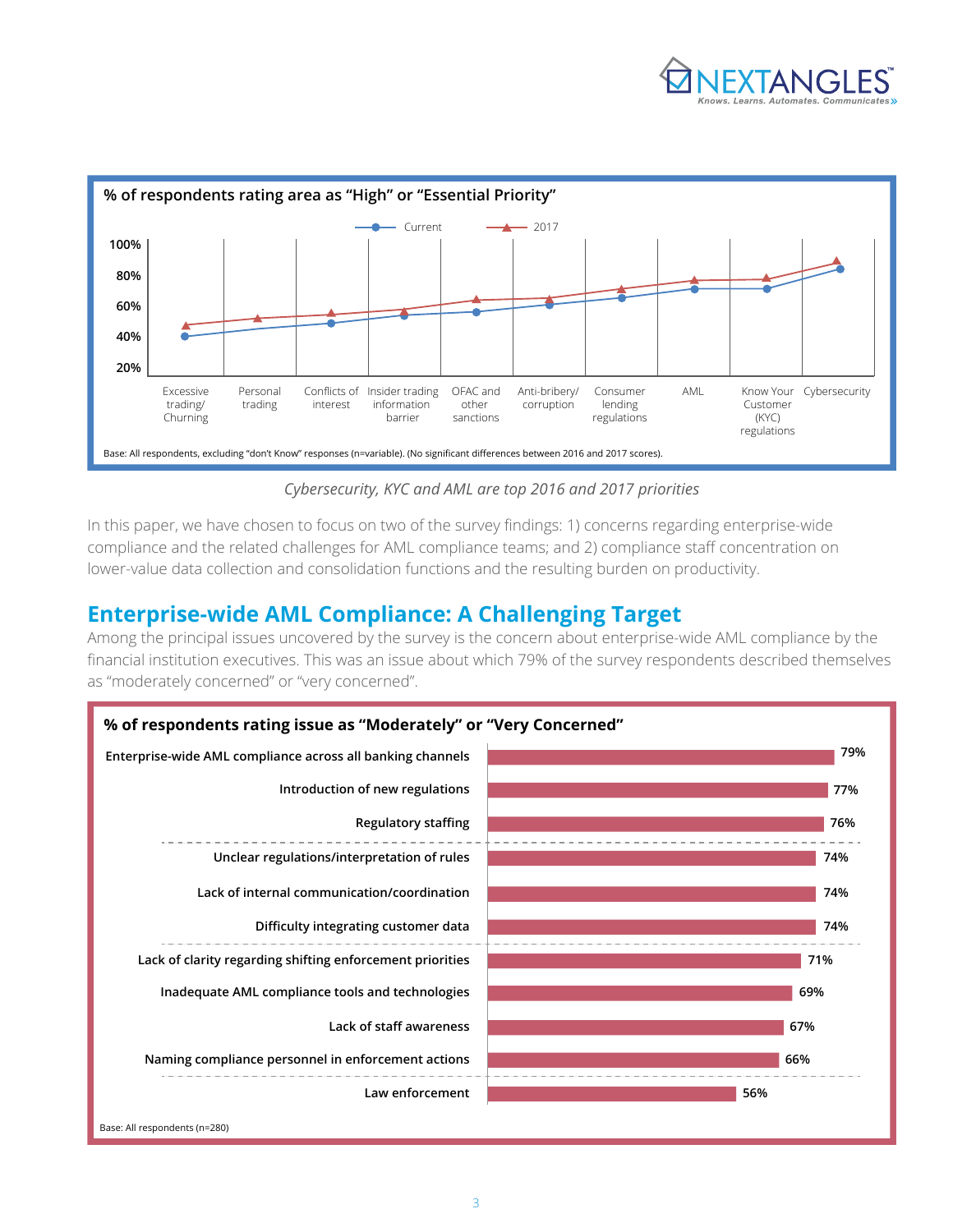**% of respondents rating area as "High" or "Essential Priority"**

Current / 2017

Excessive trading/ Churning · Personal trading · Conflicts of interest · Insider trading information barrier · OFAC and other sanctions · Anti-bribery/ corruption · Consumer lending regulations · AML · Know Your Customer (KYC) regulations · Cybersecurity

Base: All respondents, excluding "don't Know" responses (n=variable). (No significant differences between 2016 and 2017 scores).

*Cybersecurity, KYC and AML are top 2016 and 2017 priorities*

In this paper, we have chosen to focus on two of the survey findings: 1) concerns regarding enterprise-wide compliance and the related challenges for AML compliance teams; and 2) compliance staff concentration on lower-value data collection and consolidation functions and the resulting burden on productivity.

## Enterprise-wide AML Compliance: A Challenging Target

Among the principal issues uncovered by the survey is the concern about enterprise-wide AML compliance by the financial institution executives. This was an issue about which 79% of the survey respondents described themselves as "moderately concerned" or "very concerned".

**% of respondents rating issue as "Moderately" or "Very Concerned"**

| Issue | % |
|---|---|
| Enterprise-wide AML compliance across all banking channels | 79% |
| Introduction of new regulations | 77% |
| Regulatory staffing | 76% |
| Unclear regulations/interpretation of rules | 74% |
| Lack of internal communication/coordination | 74% |
| Difficulty integrating customer data | 74% |
| Lack of clarity regarding shifting enforcement priorities | 71% |
| Inadequate AML compliance tools and technologies | 69% |
| Lack of staff awareness | 67% |
| Naming compliance personnel in enforcement actions | 66% |
| Law enforcement | 56% |

Base: All respondents (n=280)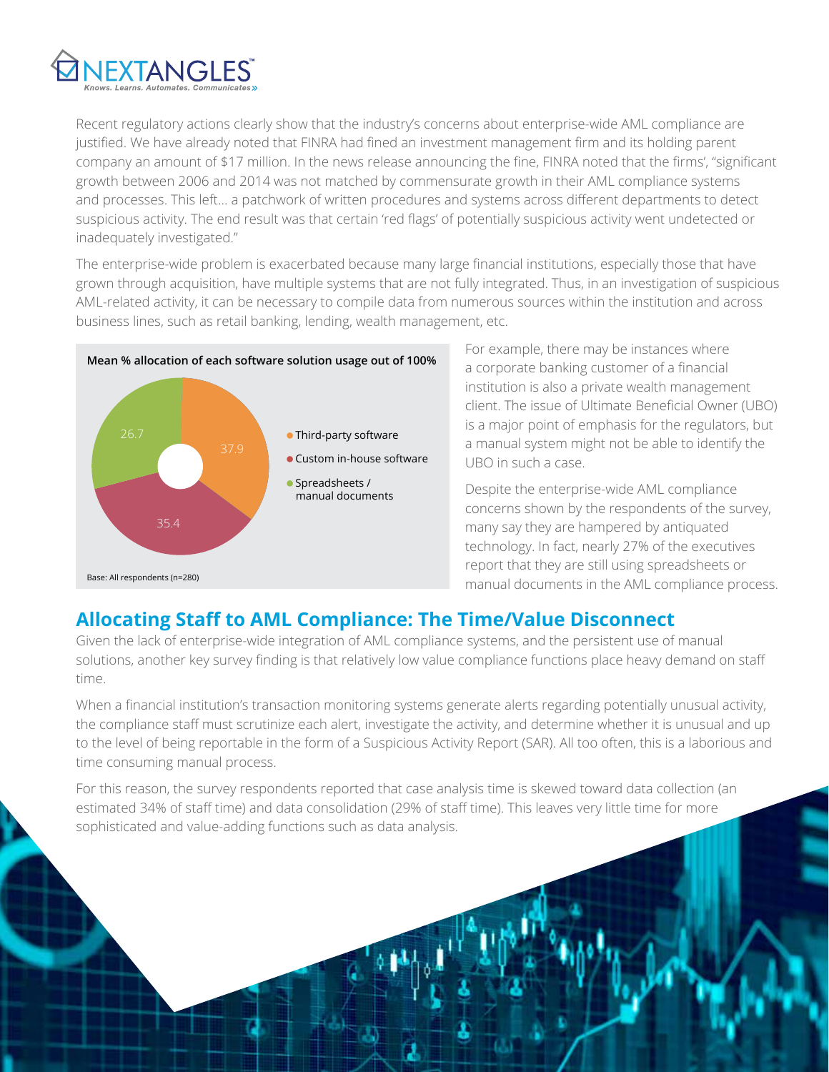Recent regulatory actions clearly show that the industry's concerns about enterprise-wide AML compliance are justified. We have already noted that FINRA had fined an investment management firm and its holding parent company an amount of $17 million. In the news release announcing the fine, FINRA noted that the firms', "significant growth between 2006 and 2014 was not matched by commensurate growth in their AML compliance systems and processes. This left... a patchwork of written procedures and systems across different departments to detect suspicious activity. The end result was that certain 'red flags' of potentially suspicious activity went undetected or inadequately investigated."

The enterprise-wide problem is exacerbated because many large financial institutions, especially those that have grown through acquisition, have multiple systems that are not fully integrated. Thus, in an investigation of suspicious AML-related activity, it can be necessary to compile data from numerous sources within the institution and across business lines, such as retail banking, lending, wealth management, etc.

**Mean % allocation of each software solution usage out of 100%**

| Software solution | Mean % |
| --- | --- |
| Third-party software | 37.9 |
| Custom in-house software | 35.4 |
| Spreadsheets / manual documents | 26.7 |

Base: All respondents (n=280)

For example, there may be instances where a corporate banking customer of a financial institution is also a private wealth management client. The issue of Ultimate Beneficial Owner (UBO) is a major point of emphasis for the regulators, but a manual system might not be able to identify the UBO in such a case.

Despite the enterprise-wide AML compliance concerns shown by the respondents of the survey, many say they are hampered by antiquated technology. In fact, nearly 27% of the executives report that they are still using spreadsheets or manual documents in the AML compliance process.

## Allocating Staff to AML Compliance: The Time/Value Disconnect

Given the lack of enterprise-wide integration of AML compliance systems, and the persistent use of manual solutions, another key survey finding is that relatively low value compliance functions place heavy demand on staff time.

When a financial institution's transaction monitoring systems generate alerts regarding potentially unusual activity, the compliance staff must scrutinize each alert, investigate the activity, and determine whether it is unusual and up to the level of being reportable in the form of a Suspicious Activity Report (SAR). All too often, this is a laborious and time consuming manual process.

For this reason, the survey respondents reported that case analysis time is skewed toward data collection (an estimated 34% of staff time) and data consolidation (29% of staff time). This leaves very little time for more sophisticated and value-adding functions such as data analysis.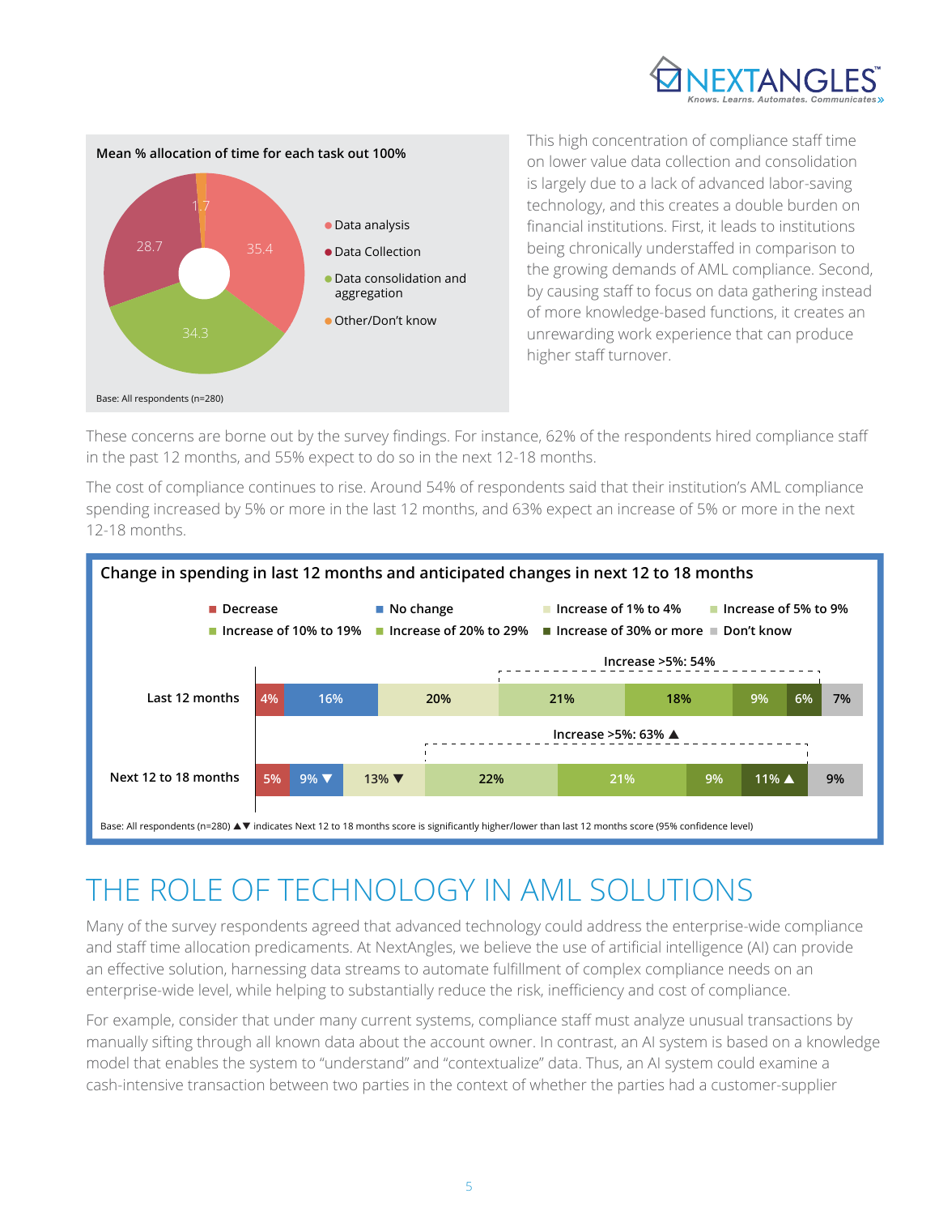**Mean % allocation of time for each task out 100%**

| Task | % |
|---|---|
| Data analysis | 35.4 |
| Data Collection | 28.7 |
| Data consolidation and aggregation | 34.3 |
| Other/Don't know | 1.7 |

Base: All respondents (n=280)

This high concentration of compliance staff time on lower value data collection and consolidation is largely due to a lack of advanced labor-saving technology, and this creates a double burden on financial institutions. First, it leads to institutions being chronically understaffed in comparison to the growing demands of AML compliance. Second, by causing staff to focus on data gathering instead of more knowledge-based functions, it creates an unrewarding work experience that can produce higher staff turnover.

These concerns are borne out by the survey findings. For instance, 62% of the respondents hired compliance staff in the past 12 months, and 55% expect to do so in the next 12-18 months.

The cost of compliance continues to rise. Around 54% of respondents said that their institution's AML compliance spending increased by 5% or more in the last 12 months, and 63% expect an increase of 5% or more in the next 12-18 months.

**Change in spending in last 12 months and anticipated changes in next 12 to 18 months**

| | Decrease | No change | Increase of 1% to 4% | Increase of 5% to 9% | Increase of 10% to 19% | Increase of 20% to 29% | Increase of 30% or more | Don't know | Increase >5% |
|---|---|---|---|---|---|---|---|---|---|
| Last 12 months | 4% | 16% | 20% | 21% | 18% | 9% | 6% | 7% | 54% |
| Next 12 to 18 months | 5% | 9% ▼ | 13% ▼ | 22% | 21% | 9% | 11% ▲ | 9% | 63% ▲ |

Base: All respondents (n=280) ▲▼ indicates Next 12 to 18 months score is significantly higher/lower than last 12 months score (95% confidence level)

# THE ROLE OF TECHNOLOGY IN AML SOLUTIONS

Many of the survey respondents agreed that advanced technology could address the enterprise-wide compliance and staff time allocation predicaments. At NextAngles, we believe the use of artificial intelligence (AI) can provide an effective solution, harnessing data streams to automate fulfillment of complex compliance needs on an enterprise-wide level, while helping to substantially reduce the risk, inefficiency and cost of compliance.

For example, consider that under many current systems, compliance staff must analyze unusual transactions by manually sifting through all known data about the account owner. In contrast, an AI system is based on a knowledge model that enables the system to "understand" and "contextualize" data. Thus, an AI system could examine a cash-intensive transaction between two parties in the context of whether the parties had a customer-supplier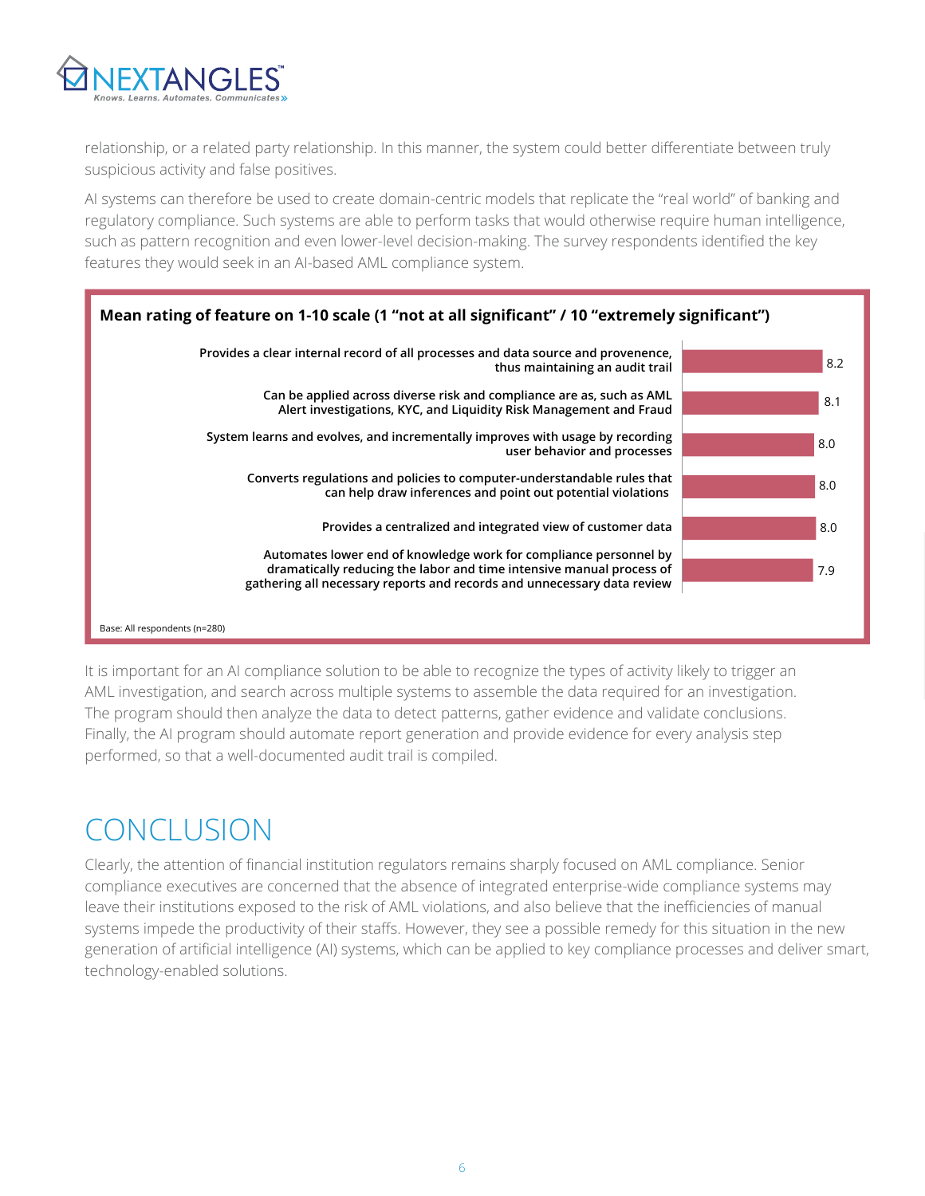relationship, or a related party relationship. In this manner, the system could better differentiate between truly suspicious activity and false positives.

AI systems can therefore be used to create domain-centric models that replicate the "real world" of banking and regulatory compliance. Such systems are able to perform tasks that would otherwise require human intelligence, such as pattern recognition and even lower-level decision-making. The survey respondents identified the key features they would seek in an AI-based AML compliance system.

**Mean rating of feature on 1-10 scale (1 "not at all significant" / 10 "extremely significant")**

| Feature | Mean rating |
|---|---|
| Provides a clear internal record of all processes and data source and provenence, thus maintaining an audit trail | 8.2 |
| Can be applied across diverse risk and compliance are as, such as AML Alert investigations, KYC, and Liquidity Risk Management and Fraud | 8.1 |
| System learns and evolves, and incrementally improves with usage by recording user behavior and processes | 8.0 |
| Converts regulations and policies to computer-understandable rules that can help draw inferences and point out potential violations | 8.0 |
| Provides a centralized and integrated view of customer data | 8.0 |
| Automates lower end of knowledge work for compliance personnel by dramatically reducing the labor and time intensive manual process of gathering all necessary reports and records and unnecessary data review | 7.9 |

Base: All respondents (n=280)

It is important for an AI compliance solution to be able to recognize the types of activity likely to trigger an AML investigation, and search across multiple systems to assemble the data required for an investigation. The program should then analyze the data to detect patterns, gather evidence and validate conclusions. Finally, the AI program should automate report generation and provide evidence for every analysis step performed, so that a well-documented audit trail is compiled.

# CONCLUSION

Clearly, the attention of financial institution regulators remains sharply focused on AML compliance. Senior compliance executives are concerned that the absence of integrated enterprise-wide compliance systems may leave their institutions exposed to the risk of AML violations, and also believe that the inefficiencies of manual systems impede the productivity of their staffs. However, they see a possible remedy for this situation in the new generation of artificial intelligence (AI) systems, which can be applied to key compliance processes and deliver smart, technology-enabled solutions.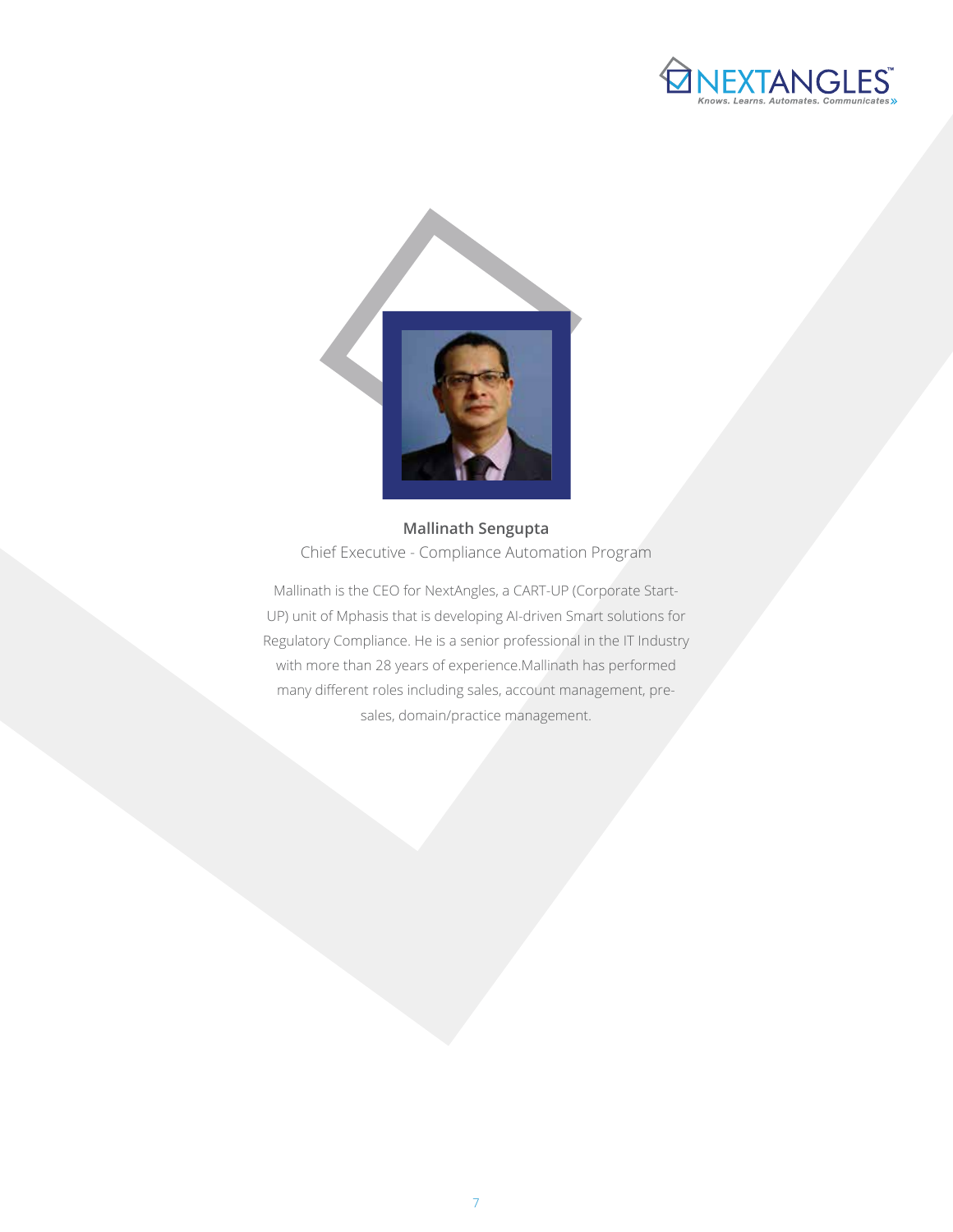**Mallinath Sengupta**

Chief Executive - Compliance Automation Program

Mallinath is the CEO for NextAngles, a CART-UP (Corporate Start-UP) unit of Mphasis that is developing AI-driven Smart solutions for Regulatory Compliance. He is a senior professional in the IT Industry with more than 28 years of experience.Mallinath has performed many different roles including sales, account management, pre-sales, domain/practice management.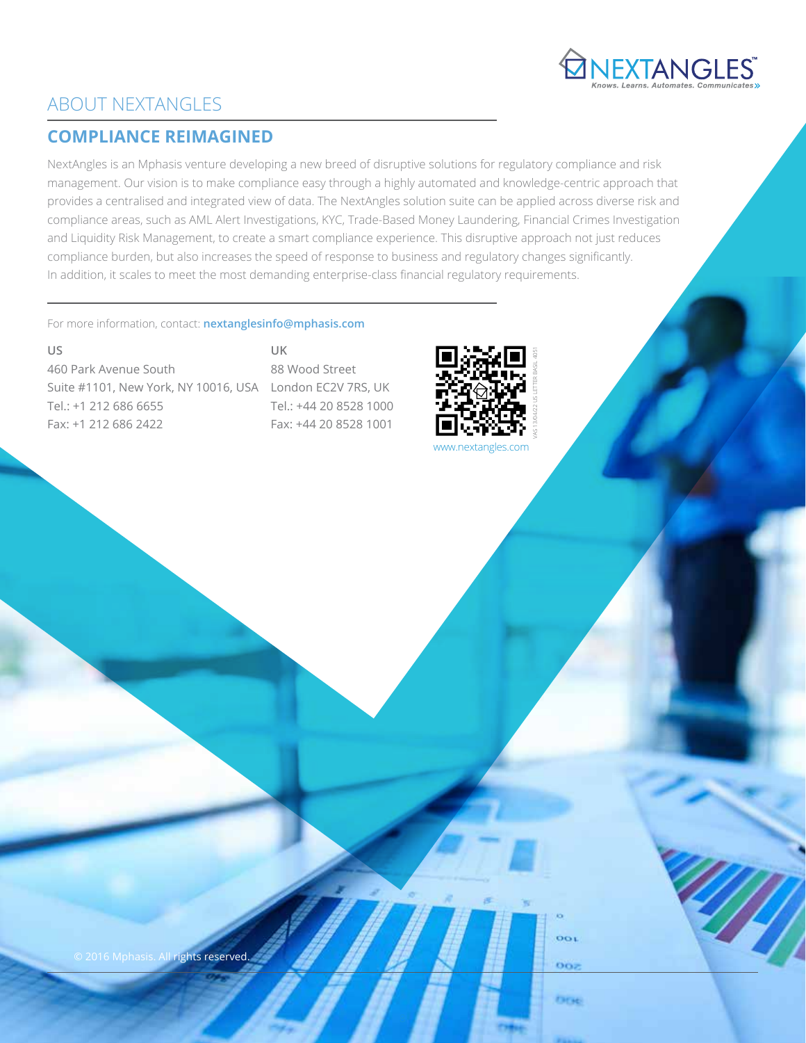# ABOUT NEXTANGLES

## COMPLIANCE REIMAGINED

NextAngles is an Mphasis venture developing a new breed of disruptive solutions for regulatory compliance and risk management. Our vision is to make compliance easy through a highly automated and knowledge-centric approach that provides a centralised and integrated view of data. The NextAngles solution suite can be applied across diverse risk and compliance areas, such as AML Alert Investigations, KYC, Trade-Based Money Laundering, Financial Crimes Investigation and Liquidity Risk Management, to create a smart compliance experience. This disruptive approach not just reduces compliance burden, but also increases the speed of response to business and regulatory changes significantly. In addition, it scales to meet the most demanding enterprise-class financial regulatory requirements.

For more information, contact: **nextanglesinfo@mphasis.com**

**US**
460 Park Avenue South
Suite #1101, New York, NY 10016, USA
Tel.: +1 212 686 6655
Fax: +1 212 686 2422

**UK**
88 Wood Street
London EC2V 7RS, UK
Tel.: +44 20 8528 1000
Fax: +44 20 8528 1001

www.nextangles.com

VAS 13/04/22 US LETTER BASIL 4051

© 2016 Mphasis. All rights reserved.